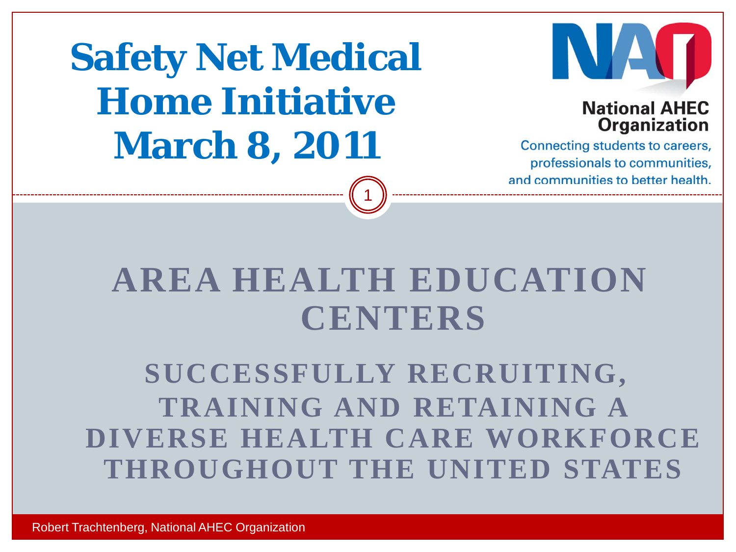# Safety Net Medical Home Initiative March 8, 2011

National AHEC Organization

Connecting students to careers, professionals to communities, and communities to better health.

## AREA HEALTH EDUCATION CENTERS

### SUCCESSFULLY RECRUITING, TRAINING AND RETAINING A DIVERSE HEALTH CARE WORKFORCE THROUGHOUT THE UNITED STATES

Robert Trachtenberg, National AHEC Organization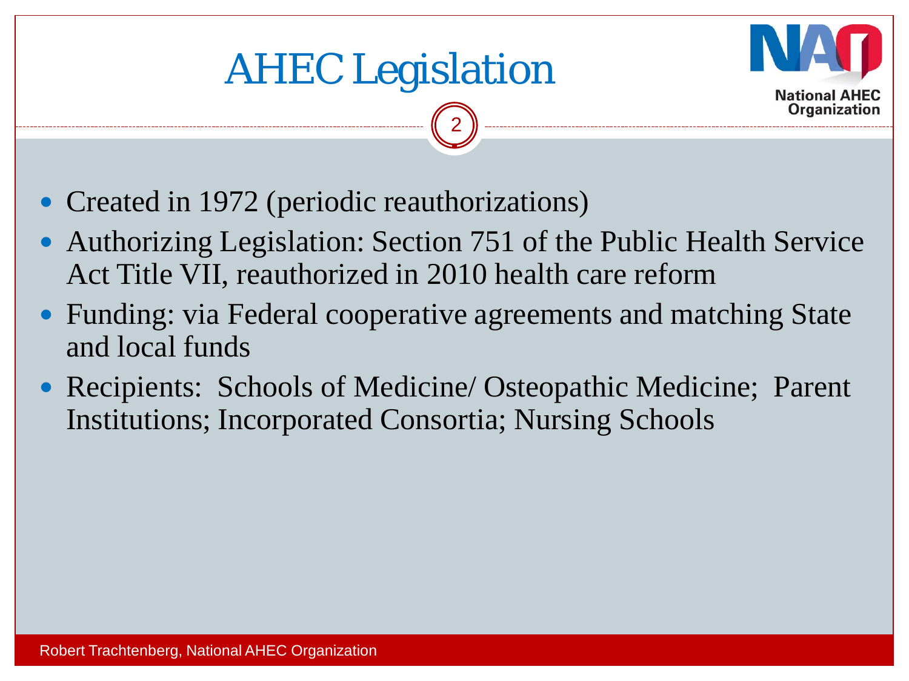# AHEC Legislation

- Created in 1972 (periodic reauthorizations)
- Authorizing Legislation: Section 751 of the Public Health Service Act Title VII, reauthorized in 2010 health care reform
- Funding: via Federal cooperative agreements and matching State and local funds
- Recipients: Schools of Medicine/ Osteopathic Medicine; Parent Institutions; Incorporated Consortia; Nursing Schools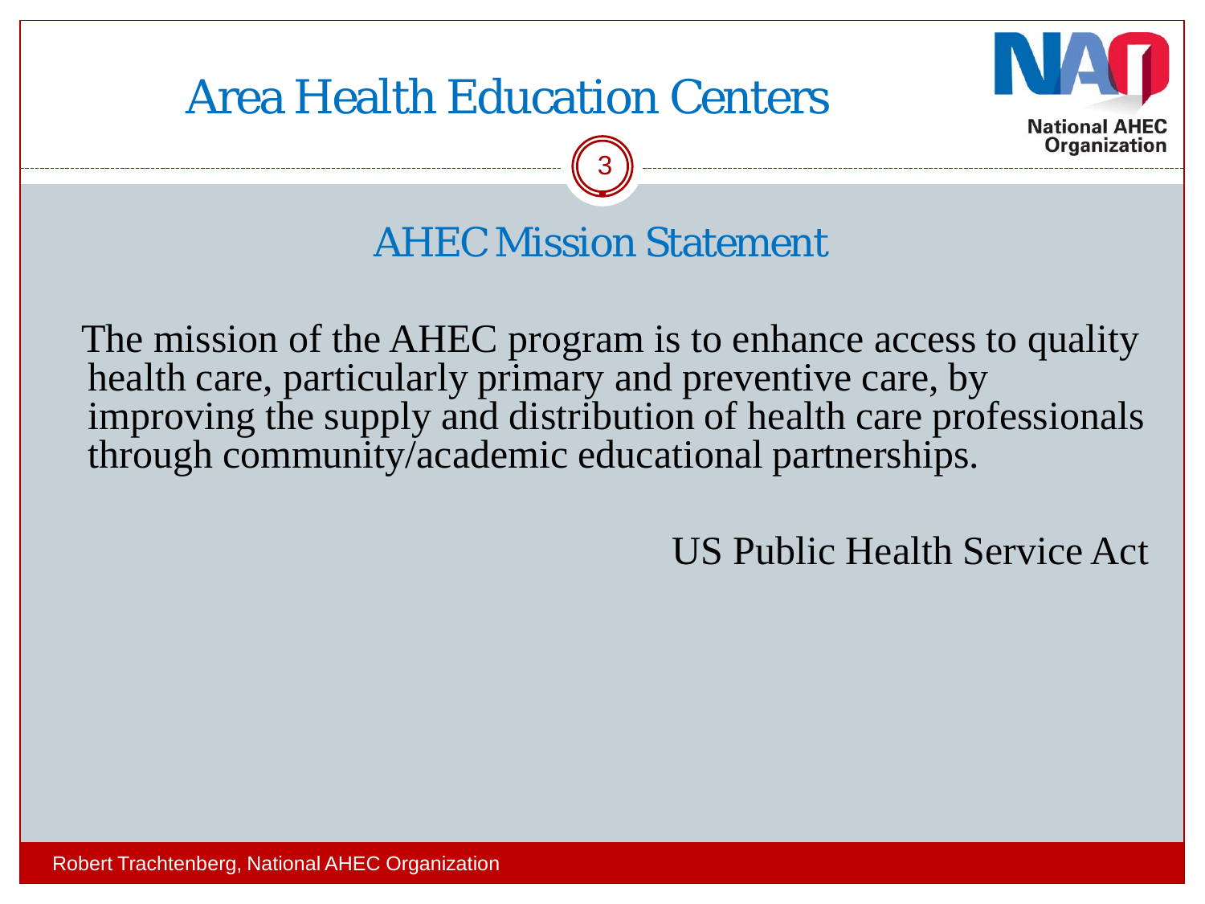# Area Health Education Centers

## AHEC Mission Statement

The mission of the AHEC program is to enhance access to quality health care, particularly primary and preventive care, by improving the supply and distribution of health care professionals through community/academic educational partnerships.

US Public Health Service Act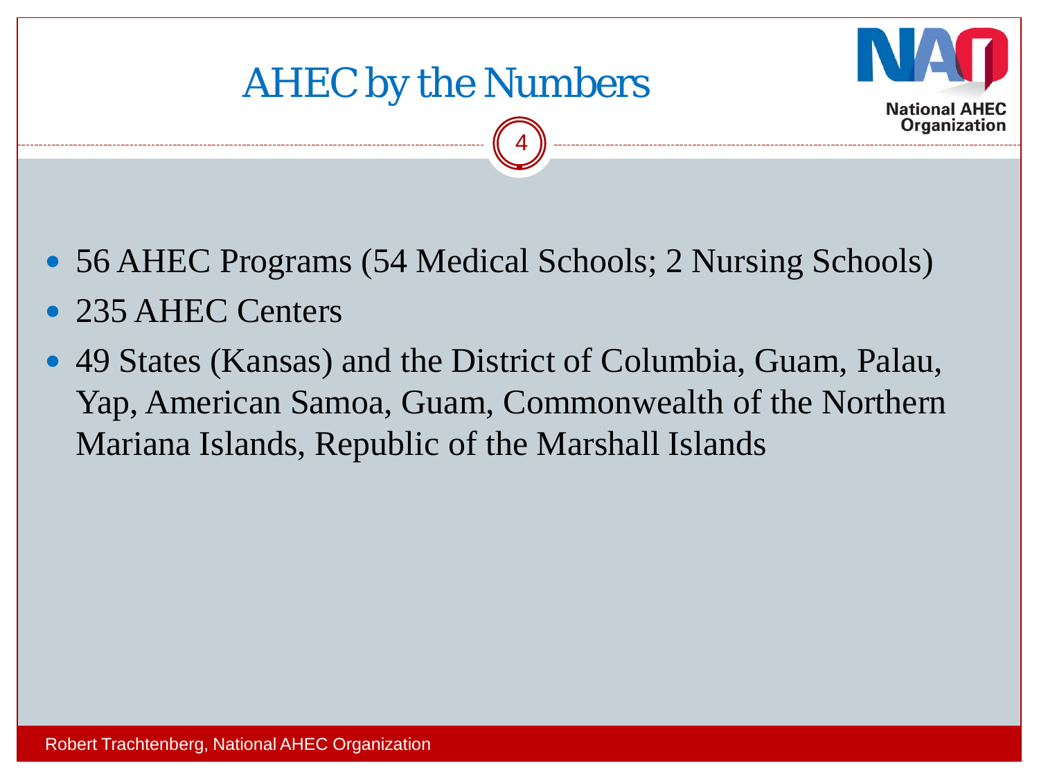# AHEC by the Numbers

- 56 AHEC Programs (54 Medical Schools; 2 Nursing Schools)
- 235 AHEC Centers
- 49 States (Kansas) and the District of Columbia, Guam, Palau, Yap, American Samoa, Guam, Commonwealth of the Northern Mariana Islands, Republic of the Marshall Islands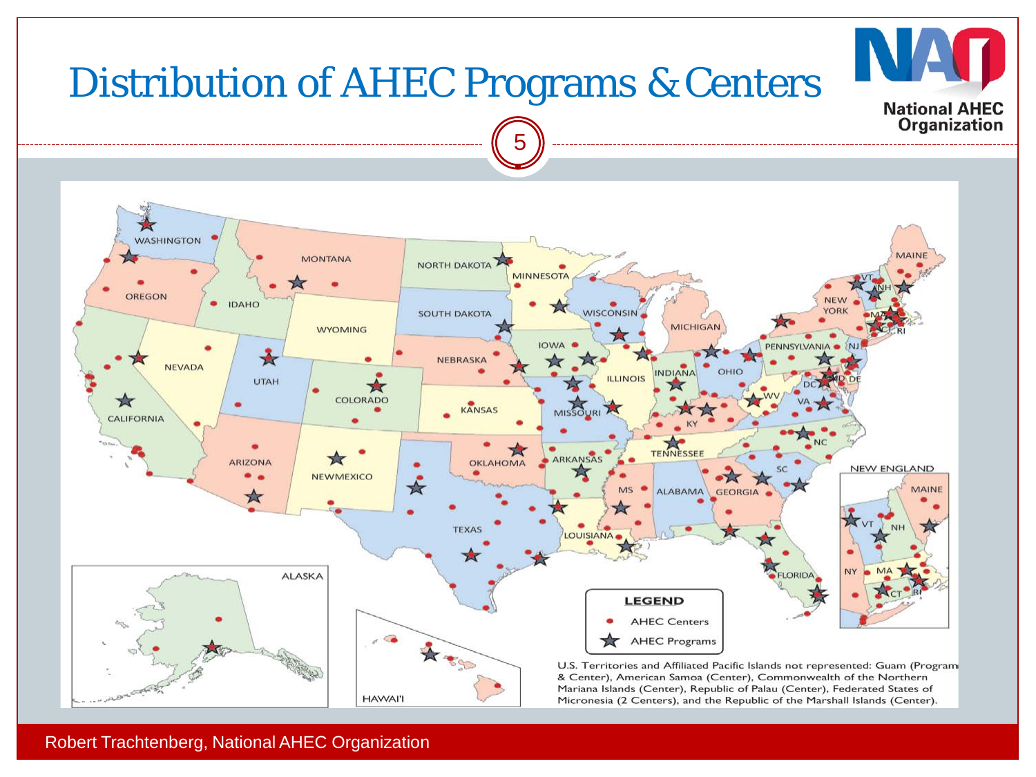# Distribution of AHEC Programs & Centers

National AHEC Organization

WASHINGTON, OREGON, CALIFORNIA, NEVADA, IDAHO, MONTANA, WYOMING, UTAH, ARIZONA, COLORADO, NEWMEXICO, NORTH DAKOTA, SOUTH DAKOTA, NEBRASKA, KANSAS, OKLAHOMA, TEXAS, MINNESOTA, IOWA, MISSOURI, ARKANSAS, LOUISIANA, WISCONSIN, ILLINOIS, MS, ALABAMA, MICHIGAN, INDIANA, KY, TENNESSEE, OHIO, GEORGIA, FLORIDA, SC, NC, WV, VA, PENNSYLVANIA, NEW YORK, NJ, MD, DE, DC, VT, NH, MAINE, MA, CT, RI, ALASKA, HAWAI'I

NEW ENGLAND: MAINE, VT, NH, NY, MA, CT, RI

**LEGEND**

- AHEC Centers
- AHEC Programs

U.S. Territories and Affiliated Pacific Islands not represented: Guam (Program & Center), American Samoa (Center), Commonwealth of the Northern Mariana Islands (Center), Republic of Palau (Center), Federated States of Micronesia (2 Centers), and the Republic of the Marshall Islands (Center).

Robert Trachtenberg, National AHEC Organization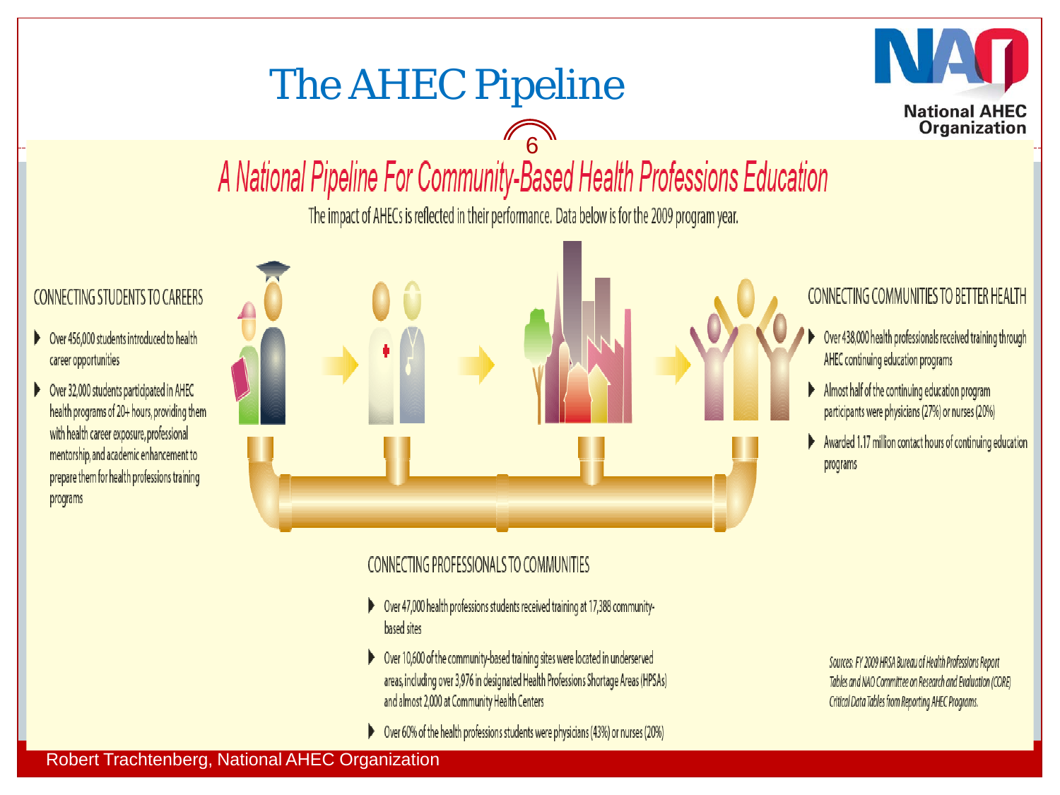# The AHEC Pipeline

National AHEC Organization

## A National Pipeline For Community-Based Health Professions Education

The impact of AHECs is reflected in their performance. Data below is for the 2009 program year.

### CONNECTING STUDENTS TO CAREERS

- Over 456,000 students introduced to health career opportunities
- Over 32,000 students participated in AHEC health programs of 20+ hours, providing them with health career exposure, professional mentorship, and academic enhancement to prepare them for health professions training programs

### CONNECTING COMMUNITIES TO BETTER HEALTH

- Over 438,000 health professionals received training through AHEC continuing education programs
- Almost half of the continuing education program participants were physicians (27%) or nurses (20%)
- Awarded 1.17 million contact hours of continuing education programs

### CONNECTING PROFESSIONALS TO COMMUNITIES

- Over 47,000 health professions students received training at 17,388 community-based sites
- Over 10,600 of the community-based training sites were located in underserved areas, including over 3,976 in designated Health Professions Shortage Areas (HPSAs) and almost 2,000 at Community Health Centers
- Over 60% of the health professions students were physicians (43%) or nurses (20%)

*Sources: FY 2009 HRSA Bureau of Health Professions Report Tables and NAO Committee on Research and Evaluation (CORE) Critical Data Tables from Reporting AHEC Programs.*

Robert Trachtenberg, National AHEC Organization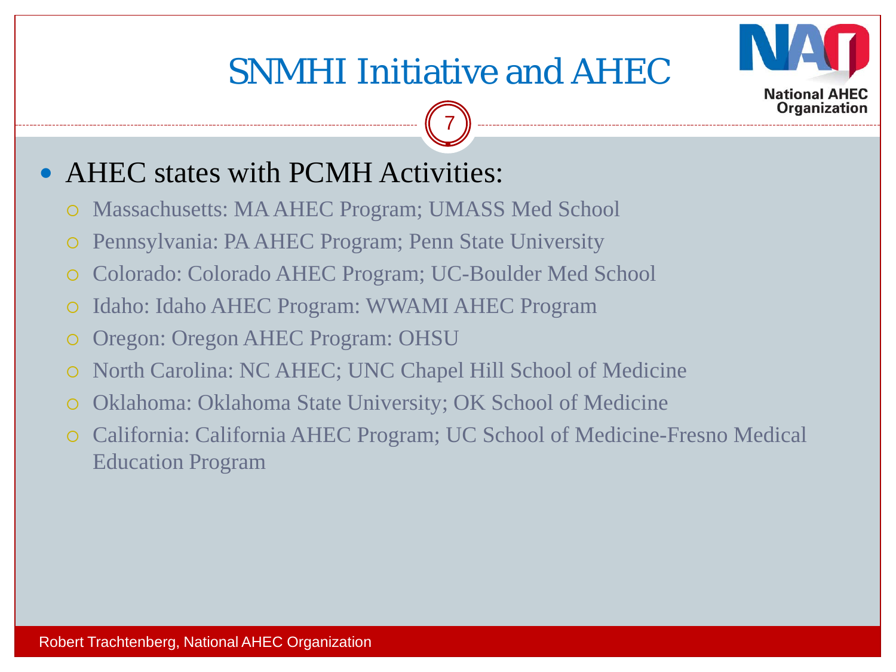# SNMHI Initiative and AHEC

- AHEC states with PCMH Activities:
  - Massachusetts: MA AHEC Program; UMASS Med School
  - Pennsylvania: PA AHEC Program; Penn State University
  - Colorado: Colorado AHEC Program; UC-Boulder Med School
  - Idaho: Idaho AHEC Program: WWAMI AHEC Program
  - Oregon: Oregon AHEC Program: OHSU
  - North Carolina: NC AHEC; UNC Chapel Hill School of Medicine
  - Oklahoma: Oklahoma State University; OK School of Medicine
  - California: California AHEC Program; UC School of Medicine-Fresno Medical Education Program

Robert Trachtenberg, National AHEC Organization